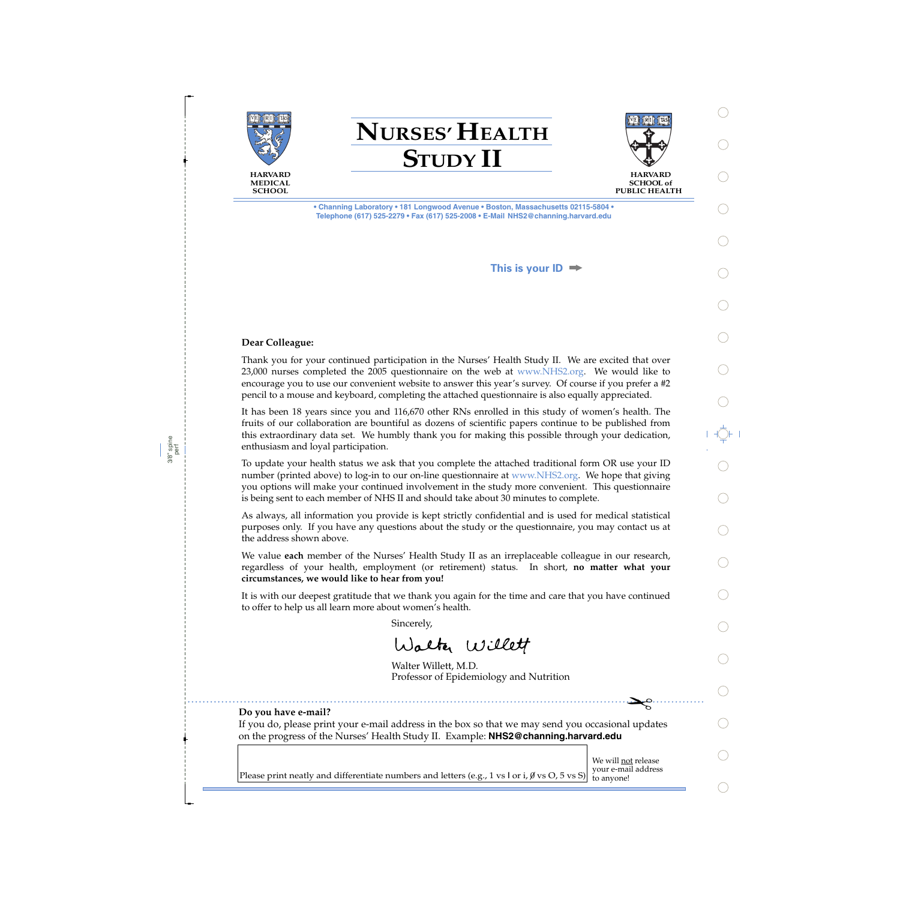HARVARD MEDICAL SCHOOL

# NURSES' HEALTH STUDY II

HARVARD SCHOOL of PUBLIC HEALTH

• Channing Laboratory • 181 Longwood Avenue • Boston, Massachusetts 02115-5804 •
Telephone (617) 525-2279 • Fax (617) 525-2008 • E-Mail NHS2@channing.harvard.edu

This is your ID ➡

**Dear Colleague:**

Thank you for your continued participation in the Nurses' Health Study II. We are excited that over 23,000 nurses completed the 2005 questionnaire on the web at www.NHS2.org. We would like to encourage you to use our convenient website to answer this year's survey. Of course if you prefer a #2 pencil to a mouse and keyboard, completing the attached questionnaire is also equally appreciated.

It has been 18 years since you and 116,670 other RNs enrolled in this study of women's health. The fruits of our collaboration are bountiful as dozens of scientific papers continue to be published from this extraordinary data set. We humbly thank you for making this possible through your dedication, enthusiasm and loyal participation.

To update your health status we ask that you complete the attached traditional form OR use your ID number (printed above) to log-in to our on-line questionnaire at www.NHS2.org. We hope that giving you options will make your continued involvement in the study more convenient. This questionnaire is being sent to each member of NHS II and should take about 30 minutes to complete.

As always, all information you provide is kept strictly confidential and is used for medical statistical purposes only. If you have any questions about the study or the questionnaire, you may contact us at the address shown above.

We value **each** member of the Nurses' Health Study II as an irreplaceable colleague in our research, regardless of your health, employment (or retirement) status. In short, **no matter what your circumstances, we would like to hear from you!**

It is with our deepest gratitude that we thank you again for the time and care that you have continued to offer to help us all learn more about women's health.

Sincerely,

Walter Willett

Walter Willett, M.D.
Professor of Epidemiology and Nutrition

---

**Do you have e-mail?**
If you do, please print your e-mail address in the box so that we may send you occasional updates on the progress of the Nurses' Health Study II. Example: **NHS2@channing.harvard.edu**

Please print neatly and differentiate numbers and letters (e.g., 1 vs l or i, Ø vs O, 5 vs S)

We will not release your e-mail address to anyone!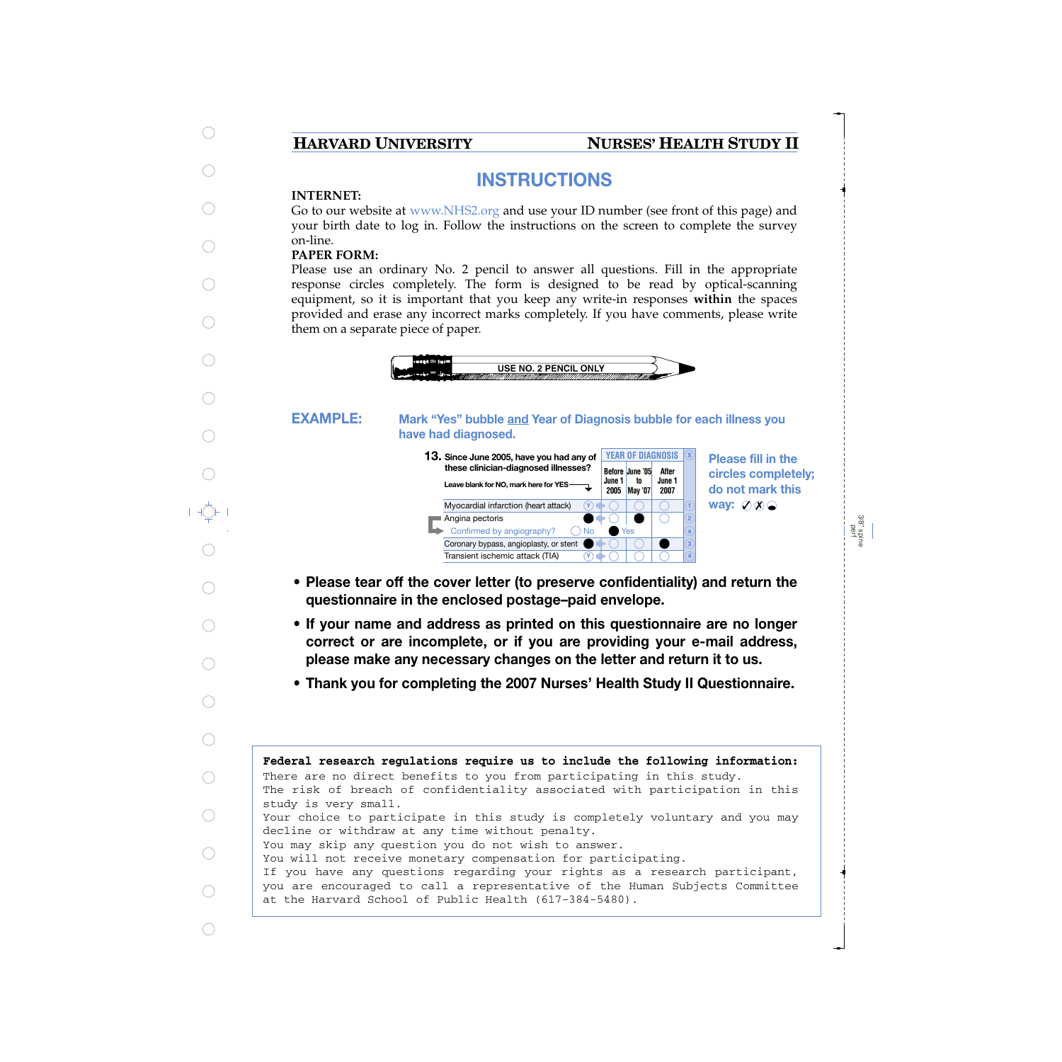**HARVARD UNIVERSITY** **NURSES' HEALTH STUDY II**

# INSTRUCTIONS

**INTERNET:**

Go to our website at www.NHS2.org and use your ID number (see front of this page) and your birth date to log in. Follow the instructions on the screen to complete the survey on-line.

**PAPER FORM:**

Please use an ordinary No. 2 pencil to answer all questions. Fill in the appropriate response circles completely. The form is designed to be read by optical-scanning equipment, so it is important that you keep any write-in responses **within** the spaces provided and erase any incorrect marks completely. If you have comments, please write them on a separate piece of paper.

USE NO. 2 PENCIL ONLY

## EXAMPLE:

**Mark "Yes" bubble and Year of Diagnosis bubble for each illness you have had diagnosed.**

**13.** Since June 2005, have you had any of these clinician-diagnosed illnesses?
Leave blank for NO, mark here for YES

| | Yes | Before June 1 2005 | June '05 to May '07 | After June 1 2007 |
|---|---|---|---|---|
| Myocardial infarction (heart attack) | ○ | ○ | ○ | ○ |
| Angina pectoris | ● | ○ | ● | ○ |
| Confirmed by angiography? ○ No ● Yes | | | | |
| Coronary bypass, angioplasty, or stent | ● | ○ | ○ | ● |
| Transient ischemic attack (TIA) | ○ | ○ | ○ | ○ |

**Please fill in the circles completely; do not mark this way: ✓ ✗ ◒**

- **Please tear off the cover letter (to preserve confidentiality) and return the questionnaire in the enclosed postage–paid envelope.**
- **If your name and address as printed on this questionnaire are no longer correct or are incomplete, or if you are providing your e-mail address, please make any necessary changes on the letter and return it to us.**
- **Thank you for completing the 2007 Nurses' Health Study II Questionnaire.**

**Federal research regulations require us to include the following information:**

There are no direct benefits to you from participating in this study.
The risk of breach of confidentiality associated with participation in this study is very small.
Your choice to participate in this study is completely voluntary and you may decline or withdraw at any time without penalty.
You may skip any question you do not wish to answer.
You will not receive monetary compensation for participating.
If you have any questions regarding your rights as a research participant, you are encouraged to call a representative of the Human Subjects Committee at the Harvard School of Public Health (617-384-5480).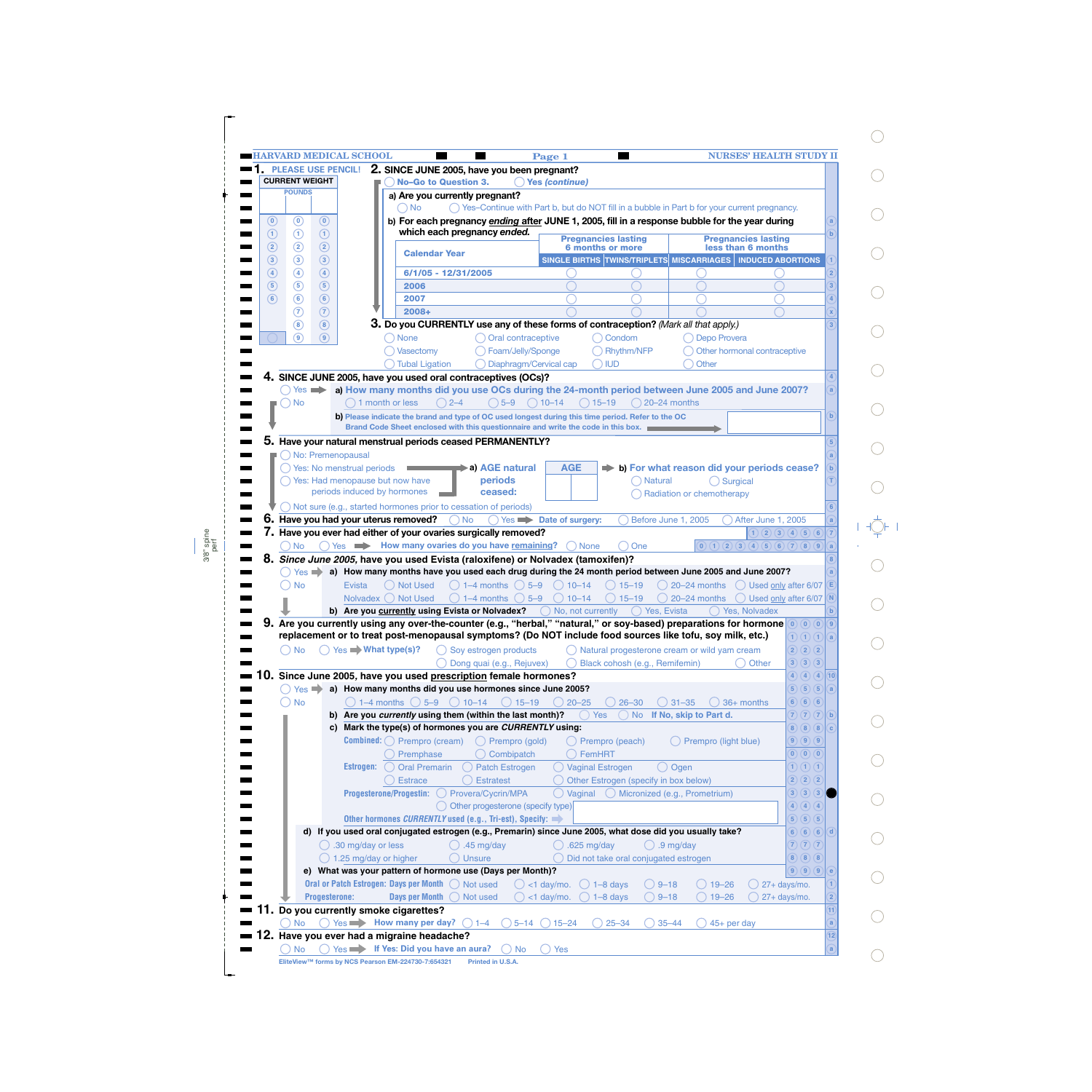HARVARD MEDICAL SCHOOL — Page 1 — NURSES' HEALTH STUDY II

**1.** PLEASE USE PENCIL!

CURRENT WEIGHT

POUNDS

| | | |
|---|---|---|
| 0 | 0 | 0 |
| 1 | 1 | 1 |
| 2 | 2 | 2 |
| 3 | 3 | 3 |
| 4 | 4 | 4 |
| 5 | 5 | 5 |
| 6 | 6 | 6 |
| | 7 | 7 |
| | 8 | 8 |
| | 9 | 9 |

**2.** SINCE JUNE 2005, have you been pregnant?
◯ No–Go to Question 3. ◯ Yes *(continue)*

a) Are you currently pregnant?
◯ No ◯ Yes–Continue with Part b, but do NOT fill in a bubble in Part b for your current pregnancy.

b) For each pregnancy *ending* after JUNE 1, 2005, fill in a response bubble for the year during which each pregnancy *ended.*

| Calendar Year | Pregnancies lasting 6 months or more | | Pregnancies lasting less than 6 months | |
|---|---|---|---|---|
| | SINGLE BIRTHS | TWINS/TRIPLETS | MISCARRIAGES | INDUCED ABORTIONS |
| 6/1/05 - 12/31/2005 | ◯ | ◯ | ◯ | ◯ |
| 2006 | ◯ | ◯ | ◯ | ◯ |
| 2007 | ◯ | ◯ | ◯ | ◯ |
| 2008+ | ◯ | ◯ | ◯ | ◯ |

**3.** Do you CURRENTLY use any of these forms of contraception? *(Mark all that apply.)*
◯ None ◯ Oral contraceptive ◯ Condom ◯ Depo Provera
◯ Vasectomy ◯ Foam/Jelly/Sponge ◯ Rhythm/NFP ◯ Other hormonal contraceptive
◯ Tubal Ligation ◯ Diaphragm/Cervical cap ◯ IUD ◯ Other

**4.** SINCE JUNE 2005, have you used oral contraceptives (OCs)?
◯ Yes → a) How many months did you use OCs during the 24-month period between June 2005 and June 2007?
◯ 1 month or less ◯ 2–4 ◯ 5–9 ◯ 10–14 ◯ 15–19 ◯ 20–24 months
◯ No
b) Please indicate the brand and type of OC used longest during this time period. Refer to the OC Brand Code Sheet enclosed with this questionnaire and write the code in this box. → [ ]

**5.** Have your natural menstrual periods ceased PERMANENTLY?
◯ No: Premenopausal
◯ Yes: No menstrual periods → a) AGE natural periods ceased: AGE [ ][ ] → b) For what reason did your periods cease?
◯ Yes: Had menopause but now have periods induced by hormones
◯ Natural ◯ Surgical ◯ Radiation or chemotherapy
◯ Not sure (e.g., started hormones prior to cessation of periods)

**6.** Have you had your uterus removed? ◯ No ◯ Yes → Date of surgery: ◯ Before June 1, 2005 ◯ After June 1, 2005

**7.** Have you ever had either of your ovaries surgically removed?
◯ No ◯ Yes → How many ovaries do you have <u>remaining</u>? ◯ None ◯ One

**8.** *Since June 2005,* have you used Evista (raloxifene) or Nolvadex (tamoxifen)?
◯ Yes → a) How many months have you used each drug during the 24 month period between June 2005 and June 2007?
Evista ◯ Not Used ◯ 1–4 months ◯ 5–9 ◯ 10–14 ◯ 15–19 ◯ 20–24 months ◯ Used <u>only</u> after 6/07
Nolvadex ◯ Not Used ◯ 1–4 months ◯ 5–9 ◯ 10–14 ◯ 15–19 ◯ 20–24 months ◯ Used <u>only</u> after 6/07
◯ No
b) Are you <u>currently</u> using Evista or Nolvadex? ◯ No, not currently ◯ Yes, Evista ◯ Yes, Nolvadex

**9.** Are you currently using any over-the-counter (e.g., "herbal," "natural," or soy-based) preparations for hormone replacement or to treat post-menopausal symptoms? (Do NOT include food sources like tofu, soy milk, etc.)
◯ No ◯ Yes → What type(s)? ◯ Soy estrogen products ◯ Natural progesterone cream or wild yam cream
◯ Dong quai (e.g., Rejuvex) ◯ Black cohosh (e.g., Remifemin) ◯ Other

**10.** Since June 2005, have you used <u>prescription</u> female hormones?
◯ Yes → a) How many months did you use hormones since June 2005?
◯ 1–4 months ◯ 5–9 ◯ 10–14 ◯ 15–19 ◯ 20–25 ◯ 26–30 ◯ 31–35 ◯ 36+ months
◯ No
b) Are you *currently* using them (within the last month)? ◯ Yes ◯ No If No, skip to Part d.
c) Mark the type(s) of hormones you are *CURRENTLY* using:
Combined: ◯ Prempro (cream) ◯ Prempro (gold) ◯ Prempro (peach) ◯ Prempro (light blue) ◯ Premphase ◯ Combipatch ◯ FemHRT
Estrogen: ◯ Oral Premarin ◯ Patch Estrogen ◯ Vaginal Estrogen ◯ Ogen ◯ Estrace ◯ Estratest ◯ Other Estrogen (specify in box below)
Progesterone/Progestin: ◯ Provera/Cycrin/MPA ◯ Vaginal ◯ Micronized (e.g., Prometrium) ◯ Other progesterone (specify type)
Other hormones *CURRENTLY* used (e.g., Tri-est), Specify: → [ ]
d) If you used oral conjugated estrogen (e.g., Premarin) since June 2005, what dose did you usually take?
◯ .30 mg/day or less ◯ .45 mg/day ◯ .625 mg/day ◯ .9 mg/day
◯ 1.25 mg/day or higher ◯ Unsure ◯ Did not take oral conjugated estrogen
e) What was your pattern of hormone use (Days per Month)?
Oral or Patch Estrogen: Days per Month ◯ Not used ◯ <1 day/mo. ◯ 1–8 days ◯ 9–18 ◯ 19–26 ◯ 27+ days/mo.
Progesterone: Days per Month ◯ Not used ◯ <1 day/mo. ◯ 1–8 days ◯ 9–18 ◯ 19–26 ◯ 27+ days/mo.

**11.** Do you currently smoke cigarettes?
◯ No ◯ Yes → How many per day? ◯ 1–4 ◯ 5–14 ◯ 15–24 ◯ 25–34 ◯ 35–44 ◯ 45+ per day

**12.** Have you ever had a migraine headache?
◯ No ◯ Yes → If Yes: Did you have an aura? ◯ No ◯ Yes

EliteView™ forms by NCS Pearson EM-224730-7:654321 Printed in U.S.A.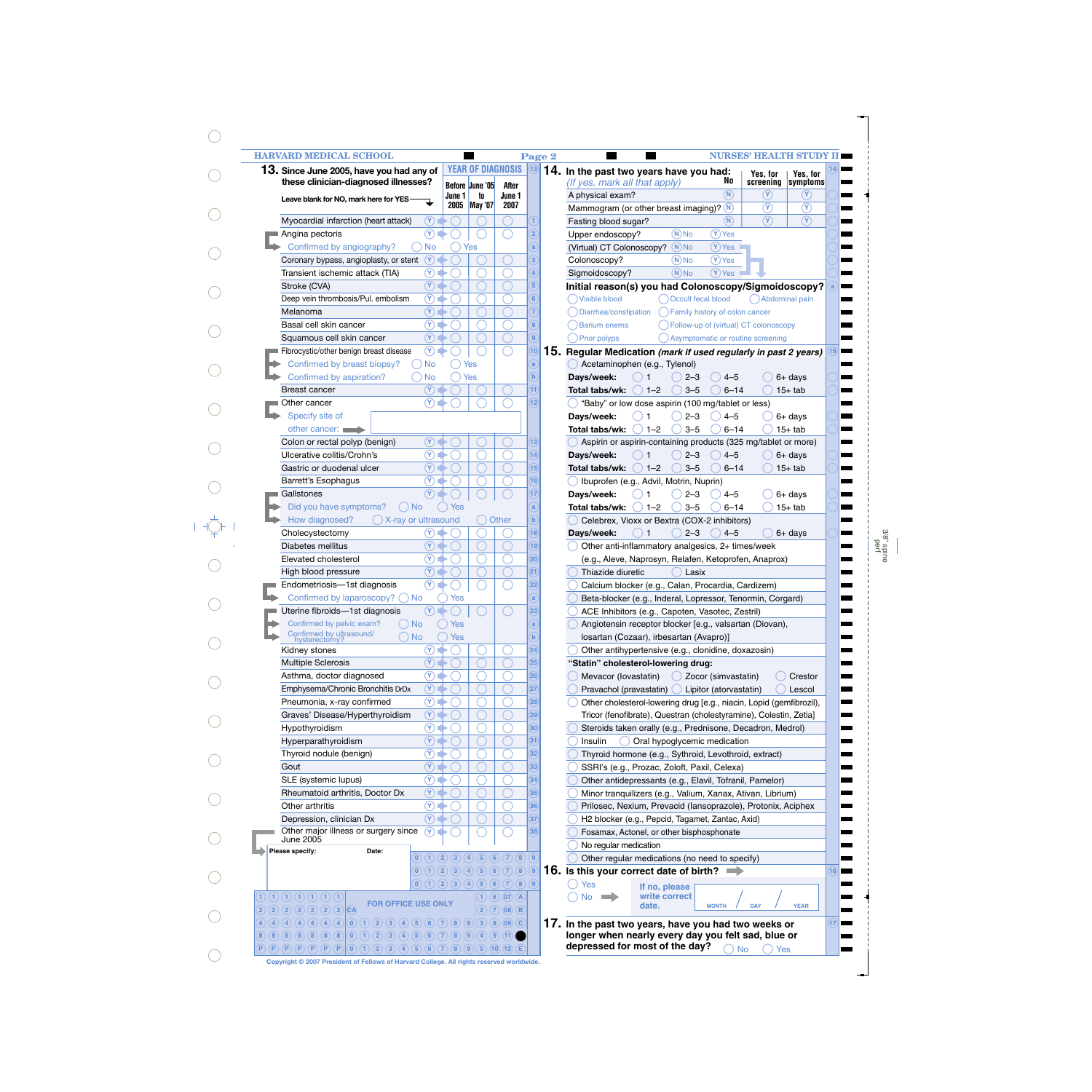HARVARD MEDICAL SCHOOL — Page 2 — NURSES' HEALTH STUDY II

## 13. Since June 2005, have you had any of these clinician-diagnosed illnesses?

Leave blank for NO, mark here for YES

| Illness | | YEAR OF DIAGNOSIS: Before June 1 2005 | June '05 to May '07 | After June 1 2007 |
|---|---|---|---|---|
| Myocardial infarction (heart attack) | Ⓨ | ◯ | ◯ | ◯ |
| Angina pectoris | Ⓨ | ◯ | ◯ | ◯ |
| Confirmed by angiography? ◯ No ◯ Yes | | | | |
| Coronary bypass, angioplasty, or stent | Ⓨ | ◯ | ◯ | ◯ |
| Transient ischemic attack (TIA) | Ⓨ | ◯ | ◯ | ◯ |
| Stroke (CVA) | Ⓨ | ◯ | ◯ | ◯ |
| Deep vein thrombosis/Pul. embolism | Ⓨ | ◯ | ◯ | ◯ |
| Melanoma | Ⓨ | ◯ | ◯ | ◯ |
| Basal cell skin cancer | Ⓨ | ◯ | ◯ | ◯ |
| Squamous cell skin cancer | Ⓨ | ◯ | ◯ | ◯ |
| Fibrocystic/other benign breast disease | Ⓨ | ◯ | ◯ | ◯ |
| Confirmed by breast biopsy? ◯ No ◯ Yes | | | | |
| Confirmed by aspiration? ◯ No ◯ Yes | | | | |
| Breast cancer | Ⓨ | ◯ | ◯ | ◯ |
| Other cancer | Ⓨ | ◯ | ◯ | ◯ |
| Specify site of other cancer: | | | | |
| Colon or rectal polyp (benign) | Ⓨ | ◯ | ◯ | ◯ |
| Ulcerative colitis/Crohn's | Ⓨ | ◯ | ◯ | ◯ |
| Gastric or duodenal ulcer | Ⓨ | ◯ | ◯ | ◯ |
| Barrett's Esophagus | Ⓨ | ◯ | ◯ | ◯ |
| Gallstones | Ⓨ | ◯ | ◯ | ◯ |
| Did you have symptoms? ◯ No ◯ Yes | | | | |
| How diagnosed? ◯ X-ray or ultrasound ◯ Other | | | | |
| Cholecystectomy | Ⓨ | ◯ | ◯ | ◯ |
| Diabetes mellitus | Ⓨ | ◯ | ◯ | ◯ |
| Elevated cholesterol | Ⓨ | ◯ | ◯ | ◯ |
| High blood pressure | Ⓨ | ◯ | ◯ | ◯ |
| Endometriosis—1st diagnosis | Ⓨ | ◯ | ◯ | ◯ |
| Confirmed by laparoscopy? ◯ No ◯ Yes | | | | |
| Uterine fibroids—1st diagnosis | Ⓨ | ◯ | ◯ | ◯ |
| Confirmed by pelvic exam? ◯ No ◯ Yes | | | | |
| Confirmed by ultrasound/hysterectomy? ◯ No ◯ Yes | | | | |
| Kidney stones | Ⓨ | ◯ | ◯ | ◯ |
| Multiple Sclerosis | Ⓨ | ◯ | ◯ | ◯ |
| Asthma, doctor diagnosed | Ⓨ | ◯ | ◯ | ◯ |
| Emphysema/Chronic Bronchitis DrDx | Ⓨ | ◯ | ◯ | ◯ |
| Pneumonia, x-ray confirmed | Ⓨ | ◯ | ◯ | ◯ |
| Graves' Disease/Hyperthyroidism | Ⓨ | ◯ | ◯ | ◯ |
| Hypothyroidism | Ⓨ | ◯ | ◯ | ◯ |
| Hyperparathyroidism | Ⓨ | ◯ | ◯ | ◯ |
| Thyroid nodule (benign) | Ⓨ | ◯ | ◯ | ◯ |
| Gout | Ⓨ | ◯ | ◯ | ◯ |
| SLE (systemic lupus) | Ⓨ | ◯ | ◯ | ◯ |
| Rheumatoid arthritis, Doctor Dx | Ⓨ | ◯ | ◯ | ◯ |
| Other arthritis | Ⓨ | ◯ | ◯ | ◯ |
| Depression, clinician Dx | Ⓨ | ◯ | ◯ | ◯ |
| Other major illness or surgery since June 2005 | Ⓨ | ◯ | ◯ | ◯ |

Please specify: &nbsp;&nbsp;&nbsp;&nbsp; Date:

FOR OFFICE USE ONLY

## 14. In the past two years have you had:
*(If yes, mark all that apply)*

| | No | Yes, for screening | Yes, for symptoms |
|---|---|---|---|
| A physical exam? | Ⓝ | Ⓨ | Ⓨ |
| Mammogram (or other breast imaging)? | Ⓝ | Ⓨ | Ⓨ |
| Fasting blood sugar? | Ⓝ | Ⓨ | Ⓨ |

- Upper endoscopy? Ⓝ No Ⓨ Yes
- (Virtual) CT Colonoscopy? Ⓝ No Ⓨ Yes
- Colonoscopy? Ⓝ No Ⓨ Yes
- Sigmoidoscopy? Ⓝ No Ⓨ Yes

**Initial reason(s) you had Colonoscopy/Sigmoidoscopy?**

◯ Visible blood ◯ Occult fecal blood ◯ Abdominal pain
◯ Diarrhea/constipation ◯ Family history of colon cancer
◯ Barium enema ◯ Follow-up of (virtual) CT colonoscopy
◯ Prior polyps ◯ Asymptomatic or routine screening

## 15. Regular Medication *(mark if used regularly in past 2 years)*

◯ Acetaminophen (e.g., Tylenol)
**Days/week:** ◯ 1 ◯ 2–3 ◯ 4–5 ◯ 6+ days
**Total tabs/wk:** ◯ 1–2 ◯ 3–5 ◯ 6–14 ◯ 15+ tab

◯ "Baby" or low dose aspirin (100 mg/tablet or less)
**Days/week:** ◯ 1 ◯ 2–3 ◯ 4–5 ◯ 6+ days
**Total tabs/wk:** ◯ 1–2 ◯ 3–5 ◯ 6–14 ◯ 15+ tab

◯ Aspirin or aspirin-containing products (325 mg/tablet or more)
**Days/week:** ◯ 1 ◯ 2–3 ◯ 4–5 ◯ 6+ days
**Total tabs/wk:** ◯ 1–2 ◯ 3–5 ◯ 6–14 ◯ 15+ tab

◯ Ibuprofen (e.g., Advil, Motrin, Nuprin)
**Days/week:** ◯ 1 ◯ 2–3 ◯ 4–5 ◯ 6+ days
**Total tabs/wk:** ◯ 1–2 ◯ 3–5 ◯ 6–14 ◯ 15+ tab

◯ Celebrex, Vioxx or Bextra (COX-2 inhibitors)
**Days/week:** ◯ 1 ◯ 2–3 ◯ 4–5 ◯ 6+ days

◯ Other anti-inflammatory analgesics, 2+ times/week (e.g., Aleve, Naprosyn, Relafen, Ketoprofen, Anaprox)
◯ Thiazide diuretic ◯ Lasix
◯ Calcium blocker (e.g., Calan, Procardia, Cardizem)
◯ Beta-blocker (e.g., Inderal, Lopressor, Tenormin, Corgard)
◯ ACE Inhibitors (e.g., Capoten, Vasotec, Zestril)
◯ Angiotensin receptor blocker [e.g., valsartan (Diovan), losartan (Cozaar), irbesartan (Avapro)]
◯ Other antihypertensive (e.g., clonidine, doxazosin)

**"Statin" cholesterol-lowering drug:**
◯ Mevacor (lovastatin) ◯ Zocor (simvastatin) ◯ Crestor
◯ Pravachol (pravastatin) ◯ Lipitor (atorvastatin) ◯ Lescol

◯ Other cholesterol-lowering drug [e.g., niacin, Lopid (gemfibrozil), Tricor (fenofibrate), Questran (cholestyramine), Colestin, Zetia]
◯ Steroids taken orally (e.g., Prednisone, Decadron, Medrol)
◯ Insulin ◯ Oral hypoglycemic medication
◯ Thyroid hormone (e.g., Sythroid, Levothroid, extract)
◯ SSRI's (e.g., Prozac, Zoloft, Paxil, Celexa)
◯ Other antidepressants (e.g., Elavil, Tofranil, Pamelor)
◯ Minor tranquilizers (e.g., Valium, Xanax, Ativan, Librium)
◯ Prilosec, Nexium, Prevacid (lansoprazole), Protonix, Aciphex
◯ H2 blocker (e.g., Pepcid, Tagamet, Zantac, Axid)
◯ Fosamax, Actonel, or other bisphosphonate
◯ No regular medication
◯ Other regular medications (no need to specify)

## 16. Is this your correct date of birth?

◯ Yes
◯ No → If no, please write correct date. MONTH / DAY / YEAR

## 17. In the past two years, have you had two weeks or longer when nearly every day you felt sad, blue or depressed for most of the day?

◯ No ◯ Yes

Copyright © 2007 President of Fellows of Harvard College. All rights reserved worldwide.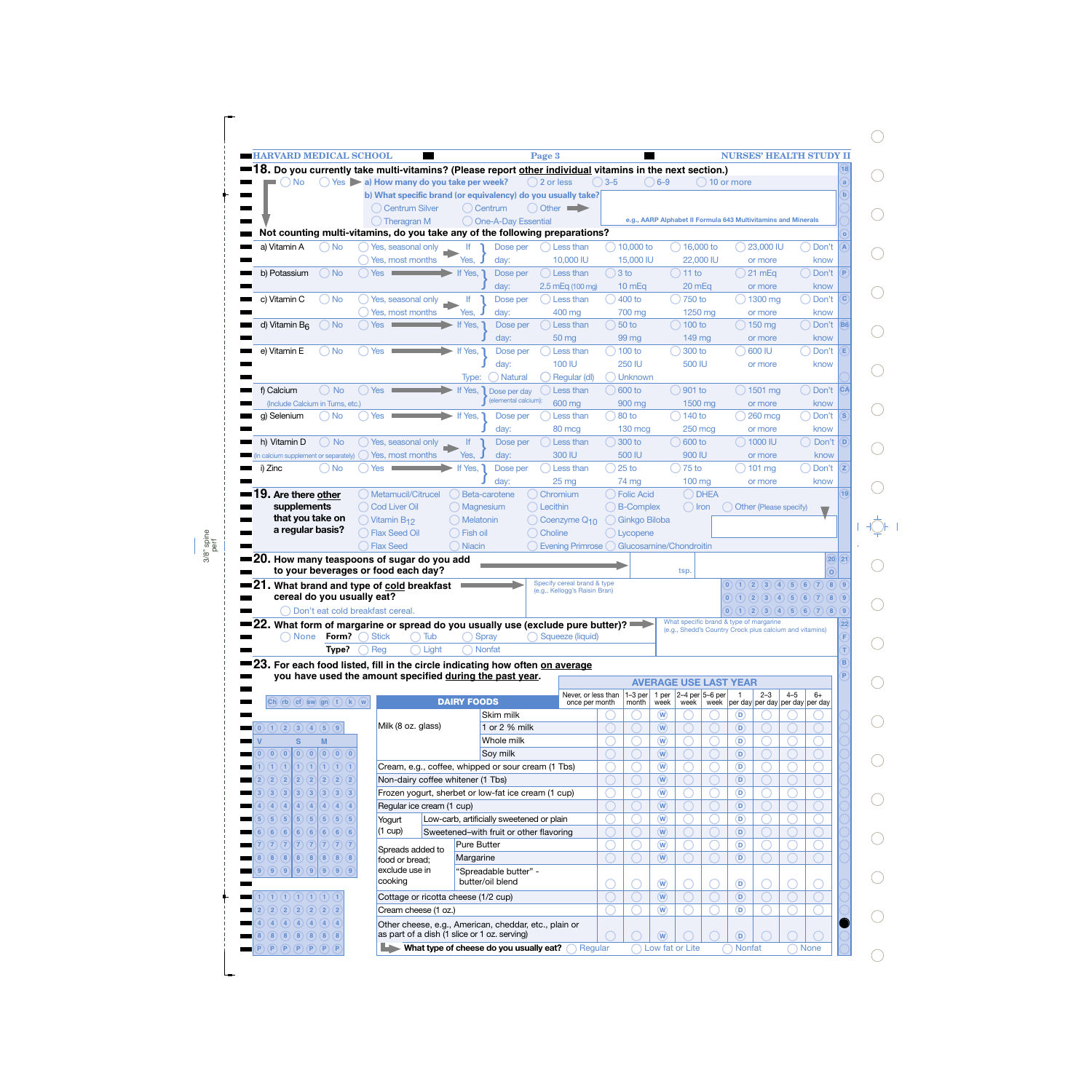**18. Do you currently take multi-vitamins? (Please report other individual vitamins in the next section.)**

◯ No ◯ Yes ▶ **a) How many do you take per week?** ◯ 2 or less ◯ 3–5 ◯ 6–9 ◯ 10 or more

**b) What specific brand (or equivalency) do you usually take?**

◯ Centrum Silver ◯ Centrum ◯ Other ➡

◯ Theragran M ◯ One-A-Day Essential

e.g., AARP Alphabet II Formula 643 Multivitamins and Minerals

**Not counting multi-vitamins, do you take any of the following preparations?**

| Preparation | No | Yes | | Dose per day | | | | | |
|---|---|---|---|---|---|---|---|---|---|
| a) Vitamin A | ◯ No | ◯ Yes, seasonal only / ◯ Yes, most months | If Yes, | Dose per day: | ◯ Less than 10,000 IU | ◯ 10,000 to 15,000 IU | ◯ 16,000 to 22,000 IU | ◯ 23,000 IU or more | ◯ Don't know |
| b) Potassium | ◯ No | ◯ Yes | If Yes, | Dose per day: | ◯ Less than 2.5 mEq (100 mg) | ◯ 3 to 10 mEq | ◯ 11 to 20 mEq | ◯ 21 mEq or more | ◯ Don't know |
| c) Vitamin C | ◯ No | ◯ Yes, seasonal only / ◯ Yes, most months | If Yes, | Dose per day: | ◯ Less than 400 mg | ◯ 400 to 700 mg | ◯ 750 to 1250 mg | ◯ 1300 mg or more | ◯ Don't know |
| d) Vitamin $B_6$ | ◯ No | ◯ Yes | If Yes, | Dose per day: | ◯ Less than 50 mg | ◯ 50 to 99 mg | ◯ 100 to 149 mg | ◯ 150 mg or more | ◯ Don't know |
| e) Vitamin E | ◯ No | ◯ Yes | If Yes, | Dose per day: | ◯ Less than 100 IU | ◯ 100 to 250 IU | ◯ 300 to 500 IU | ◯ 600 IU or more | ◯ Don't know |
| | | | | Type: | ◯ Natural | ◯ Regular (dl) | ◯ Unknown | | |
| f) Calcium (Include Calcium in Tums, etc.) | ◯ No | ◯ Yes | If Yes, | Dose per day (elemental calcium): | ◯ Less than 600 mg | ◯ 600 to 900 mg | ◯ 901 to 1500 mg | ◯ 1501 mg or more | ◯ Don't know |
| g) Selenium | ◯ No | ◯ Yes | If Yes, | Dose per day: | ◯ Less than 80 mcg | ◯ 80 to 130 mcg | ◯ 140 to 250 mcg | ◯ 260 mcg or more | ◯ Don't know |
| h) Vitamin D (In calcium supplement or separately) | ◯ No | ◯ Yes, seasonal only / ◯ Yes, most months | If Yes, | Dose per day: | ◯ Less than 300 IU | ◯ 300 to 500 IU | ◯ 600 to 900 IU | ◯ 1000 IU or more | ◯ Don't know |
| i) Zinc | ◯ No | ◯ Yes | If Yes, | Dose per day: | ◯ Less than 25 mg | ◯ 25 to 74 mg | ◯ 75 to 100 mg | ◯ 101 mg or more | ◯ Don't know |

**19. Are there other supplements that you take on a regular basis?**

◯ Metamucil/Citrucel ◯ Beta-carotene ◯ Chromium ◯ Folic Acid ◯ DHEA
◯ Cod Liver Oil ◯ Magnesium ◯ Lecithin ◯ B-Complex ◯ Iron ◯ Other (Please specify)
◯ Vitamin $B_{12}$ ◯ Melatonin ◯ Coenzyme $Q_{10}$ ◯ Ginkgo Biloba
◯ Flax Seed Oil ◯ Fish oil ◯ Choline ◯ Lycopene
◯ Flax Seed ◯ Niacin ◯ Evening Primrose ◯ Glucosamine/Chondroitin

**20. How many teaspoons of sugar do you add to your beverages or food each day?** ______ tsp.

**21. What brand and type of cold breakfast cereal do you usually eat?** Specify cereal brand & type (e.g., Kellogg's Raisin Bran)

◯ Don't eat cold breakfast cereal.

**22. What form of margarine or spread do you usually use (exclude pure butter)?** What specific brand & type of margarine (e.g., Shedd's Country Crock plus calcium and vitamins)

◯ None **Form?** ◯ Stick ◯ Tub ◯ Spray ◯ Squeeze (liquid)

**Type?** ◯ Reg ◯ Light ◯ Nonfat

**23. For each food listed, fill in the circle indicating how often on average you have used the amount specified during the past year.**

| DAIRY FOODS | | Never, or less than once per month | 1–3 per month | 1 per week | 2–4 per week | 5–6 per week | 1 per day | 2–3 per day | 4–5 per day | 6+ per day |
|---|---|---|---|---|---|---|---|---|---|---|
| Milk (8 oz. glass) | Skim milk | ◯ | ◯ | Ⓦ | ◯ | ◯ | Ⓓ | ◯ | ◯ | ◯ |
| | 1 or 2 % milk | ◯ | ◯ | Ⓦ | ◯ | ◯ | Ⓓ | ◯ | ◯ | ◯ |
| | Whole milk | ◯ | ◯ | Ⓦ | ◯ | ◯ | Ⓓ | ◯ | ◯ | ◯ |
| | Soy milk | ◯ | ◯ | Ⓦ | ◯ | ◯ | Ⓓ | ◯ | ◯ | ◯ |
| Cream, e.g., coffee, whipped or sour cream (1 Tbs) | | ◯ | ◯ | Ⓦ | ◯ | ◯ | Ⓓ | ◯ | ◯ | ◯ |
| Non-dairy coffee whitener (1 Tbs) | | ◯ | ◯ | Ⓦ | ◯ | ◯ | Ⓓ | ◯ | ◯ | ◯ |
| Frozen yogurt, sherbet or low-fat ice cream (1 cup) | | ◯ | ◯ | Ⓦ | ◯ | ◯ | Ⓓ | ◯ | ◯ | ◯ |
| Regular ice cream (1 cup) | | ◯ | ◯ | Ⓦ | ◯ | ◯ | Ⓓ | ◯ | ◯ | ◯ |
| Yogurt (1 cup) | Low-carb, artificially sweetened or plain | ◯ | ◯ | Ⓦ | ◯ | ◯ | Ⓓ | ◯ | ◯ | ◯ |
| | Sweetened–with fruit or other flavoring | ◯ | ◯ | Ⓦ | ◯ | ◯ | Ⓓ | ◯ | ◯ | ◯ |
| Spreads added to food or bread; exclude use in cooking | Pure Butter | ◯ | ◯ | Ⓦ | ◯ | ◯ | Ⓓ | ◯ | ◯ | ◯ |
| | Margarine | ◯ | ◯ | Ⓦ | ◯ | ◯ | Ⓓ | ◯ | ◯ | ◯ |
| | "Spreadable butter" - butter/oil blend | ◯ | ◯ | Ⓦ | ◯ | ◯ | Ⓓ | ◯ | ◯ | ◯ |
| Cottage or ricotta cheese (1/2 cup) | | ◯ | ◯ | Ⓦ | ◯ | ◯ | Ⓓ | ◯ | ◯ | ◯ |
| Cream cheese (1 oz.) | | ◯ | ◯ | Ⓦ | ◯ | ◯ | Ⓓ | ◯ | ◯ | ◯ |
| Other cheese, e.g., American, cheddar, etc., plain or as part of a dish (1 slice or 1 oz. serving) | | ◯ | ◯ | Ⓦ | ◯ | ◯ | Ⓓ | ◯ | ◯ | ◯ |

**What type of cheese do you usually eat?** ◯ Regular ◯ Low fat or Lite ◯ Nonfat ◯ None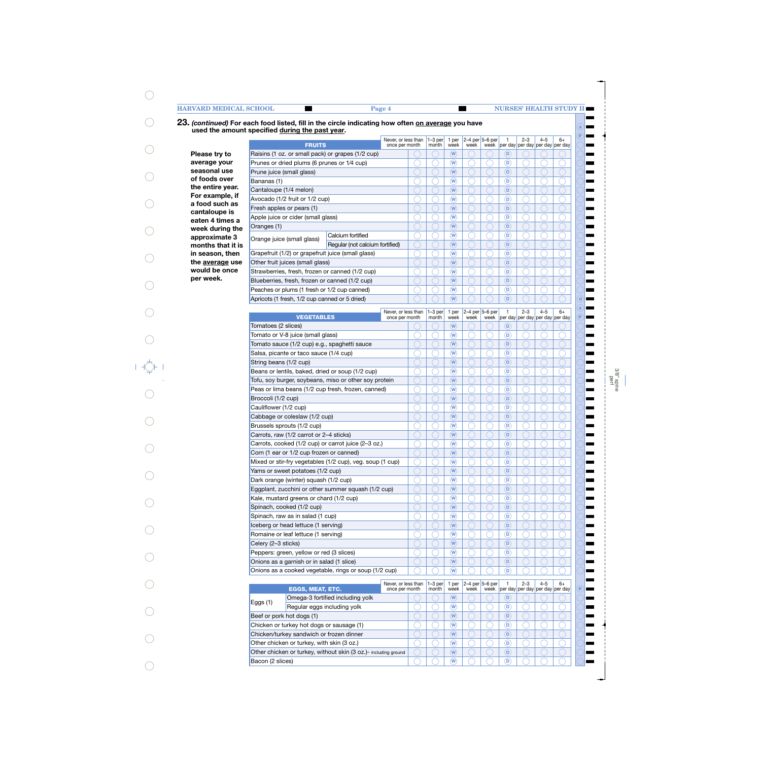**23.** ***(continued)*** **For each food listed, fill in the circle indicating how often on average you have used the amount specified during the past year.**

**Please try to average your seasonal use of foods over the entire year. For example, if a food such as cantaloupe is eaten 4 times a week during the approximate 3 months that it is in season, then the average use would be once per week.**

| FRUITS | | Never, or less than once per month | 1–3 per month | 1 per week | 2–4 per week | 5–6 per week | 1 per day | 2–3 per day | 4–5 per day | 6+ per day |
|---|---|---|---|---|---|---|---|---|---|---|
| Raisins (1 oz. or small pack) or grapes (1/2 cup) | | ◯ | ◯ | W | ◯ | ◯ | D | ◯ | ◯ | ◯ |
| Prunes or dried plums (6 prunes or 1/4 cup) | | ◯ | ◯ | W | ◯ | ◯ | D | ◯ | ◯ | ◯ |
| Prune juice (small glass) | | ◯ | ◯ | W | ◯ | ◯ | D | ◯ | ◯ | ◯ |
| Bananas (1) | | ◯ | ◯ | W | ◯ | ◯ | D | ◯ | ◯ | ◯ |
| Cantaloupe (1/4 melon) | | ◯ | ◯ | W | ◯ | ◯ | D | ◯ | ◯ | ◯ |
| Avocado (1/2 fruit or 1/2 cup) | | ◯ | ◯ | W | ◯ | ◯ | D | ◯ | ◯ | ◯ |
| Fresh apples or pears (1) | | ◯ | ◯ | W | ◯ | ◯ | D | ◯ | ◯ | ◯ |
| Apple juice or cider (small glass) | | ◯ | ◯ | W | ◯ | ◯ | D | ◯ | ◯ | ◯ |
| Oranges (1) | | ◯ | ◯ | W | ◯ | ◯ | D | ◯ | ◯ | ◯ |
| Orange juice (small glass) | Calcium fortified | ◯ | ◯ | W | ◯ | ◯ | D | ◯ | ◯ | ◯ |
| | Regular (not calcium fortified) | ◯ | ◯ | W | ◯ | ◯ | D | ◯ | ◯ | ◯ |
| Grapefruit (1/2) or grapefruit juice (small glass) | | ◯ | ◯ | W | ◯ | ◯ | D | ◯ | ◯ | ◯ |
| Other fruit juices (small glass) | | ◯ | ◯ | W | ◯ | ◯ | D | ◯ | ◯ | ◯ |
| Strawberries, fresh, frozen or canned (1/2 cup) | | ◯ | ◯ | W | ◯ | ◯ | D | ◯ | ◯ | ◯ |
| Blueberries, fresh, frozen or canned (1/2 cup) | | ◯ | ◯ | W | ◯ | ◯ | D | ◯ | ◯ | ◯ |
| Peaches or plums (1 fresh or 1/2 cup canned) | | ◯ | ◯ | W | ◯ | ◯ | D | ◯ | ◯ | ◯ |
| Apricots (1 fresh, 1/2 cup canned or 5 dried) | | ◯ | ◯ | W | ◯ | ◯ | D | ◯ | ◯ | ◯ |

| VEGETABLES | Never, or less than once per month | 1–3 per month | 1 per week | 2–4 per week | 5–6 per week | 1 per day | 2–3 per day | 4–5 per day | 6+ per day |
|---|---|---|---|---|---|---|---|---|---|
| Tomatoes (2 slices) | ◯ | ◯ | W | ◯ | ◯ | D | ◯ | ◯ | ◯ |
| Tomato or V-8 juice (small glass) | ◯ | ◯ | W | ◯ | ◯ | D | ◯ | ◯ | ◯ |
| Tomato sauce (1/2 cup) e.g., spaghetti sauce | ◯ | ◯ | W | ◯ | ◯ | D | ◯ | ◯ | ◯ |
| Salsa, picante or taco sauce (1/4 cup) | ◯ | ◯ | W | ◯ | ◯ | D | ◯ | ◯ | ◯ |
| String beans (1/2 cup) | ◯ | ◯ | W | ◯ | ◯ | D | ◯ | ◯ | ◯ |
| Beans or lentils, baked, dried or soup (1/2 cup) | ◯ | ◯ | W | ◯ | ◯ | D | ◯ | ◯ | ◯ |
| Tofu, soy burger, soybeans, miso or other soy protein | ◯ | ◯ | W | ◯ | ◯ | D | ◯ | ◯ | ◯ |
| Peas or lima beans (1/2 cup fresh, frozen, canned) | ◯ | ◯ | W | ◯ | ◯ | D | ◯ | ◯ | ◯ |
| Broccoli (1/2 cup) | ◯ | ◯ | W | ◯ | ◯ | D | ◯ | ◯ | ◯ |
| Cauliflower (1/2 cup) | ◯ | ◯ | W | ◯ | ◯ | D | ◯ | ◯ | ◯ |
| Cabbage or coleslaw (1/2 cup) | ◯ | ◯ | W | ◯ | ◯ | D | ◯ | ◯ | ◯ |
| Brussels sprouts (1/2 cup) | ◯ | ◯ | W | ◯ | ◯ | D | ◯ | ◯ | ◯ |
| Carrots, raw (1/2 carrot or 2–4 sticks) | ◯ | ◯ | W | ◯ | ◯ | D | ◯ | ◯ | ◯ |
| Carrots, cooked (1/2 cup) or carrot juice (2–3 oz.) | ◯ | ◯ | W | ◯ | ◯ | D | ◯ | ◯ | ◯ |
| Corn (1 ear or 1/2 cup frozen or canned) | ◯ | ◯ | W | ◯ | ◯ | D | ◯ | ◯ | ◯ |
| Mixed or stir-fry vegetables (1/2 cup), veg. soup (1 cup) | ◯ | ◯ | W | ◯ | ◯ | D | ◯ | ◯ | ◯ |
| Yams or sweet potatoes (1/2 cup) | ◯ | ◯ | W | ◯ | ◯ | D | ◯ | ◯ | ◯ |
| Dark orange (winter) squash (1/2 cup) | ◯ | ◯ | W | ◯ | ◯ | D | ◯ | ◯ | ◯ |
| Eggplant, zucchini or other summer squash (1/2 cup) | ◯ | ◯ | W | ◯ | ◯ | D | ◯ | ◯ | ◯ |
| Kale, mustard greens or chard (1/2 cup) | ◯ | ◯ | W | ◯ | ◯ | D | ◯ | ◯ | ◯ |
| Spinach, cooked (1/2 cup) | ◯ | ◯ | W | ◯ | ◯ | D | ◯ | ◯ | ◯ |
| Spinach, raw as in salad (1 cup) | ◯ | ◯ | W | ◯ | ◯ | D | ◯ | ◯ | ◯ |
| Iceberg or head lettuce (1 serving) | ◯ | ◯ | W | ◯ | ◯ | D | ◯ | ◯ | ◯ |
| Romaine or leaf lettuce (1 serving) | ◯ | ◯ | W | ◯ | ◯ | D | ◯ | ◯ | ◯ |
| Celery (2–3 sticks) | ◯ | ◯ | W | ◯ | ◯ | D | ◯ | ◯ | ◯ |
| Peppers: green, yellow or red (3 slices) | ◯ | ◯ | W | ◯ | ◯ | D | ◯ | ◯ | ◯ |
| Onions as a garnish or in salad (1 slice) | ◯ | ◯ | W | ◯ | ◯ | D | ◯ | ◯ | ◯ |
| Onions as a cooked vegetable, rings or soup (1/2 cup) | ◯ | ◯ | W | ◯ | ◯ | D | ◯ | ◯ | ◯ |

| EGGS, MEAT, ETC. | | Never, or less than once per month | 1–3 per month | 1 per week | 2–4 per week | 5–6 per week | 1 per day | 2–3 per day | 4–5 per day | 6+ per day |
|---|---|---|---|---|---|---|---|---|---|---|
| Eggs (1) | Omega-3 fortified including yolk | ◯ | ◯ | W | ◯ | ◯ | D | ◯ | ◯ | ◯ |
| | Regular eggs including yolk | ◯ | ◯ | W | ◯ | ◯ | D | ◯ | ◯ | ◯ |
| Beef or pork hot dogs (1) | | ◯ | ◯ | W | ◯ | ◯ | D | ◯ | ◯ | ◯ |
| Chicken or turkey hot dogs or sausage (1) | | ◯ | ◯ | W | ◯ | ◯ | D | ◯ | ◯ | ◯ |
| Chicken/turkey sandwich or frozen dinner | | ◯ | ◯ | W | ◯ | ◯ | D | ◯ | ◯ | ◯ |
| Other chicken or turkey, with skin (3 oz.) | | ◯ | ◯ | W | ◯ | ◯ | D | ◯ | ◯ | ◯ |
| Other chicken or turkey, without skin (3 oz.)– including ground | | ◯ | ◯ | W | ◯ | ◯ | D | ◯ | ◯ | ◯ |
| Bacon (2 slices) | | ◯ | ◯ | W | ◯ | ◯ | D | ◯ | ◯ | ◯ |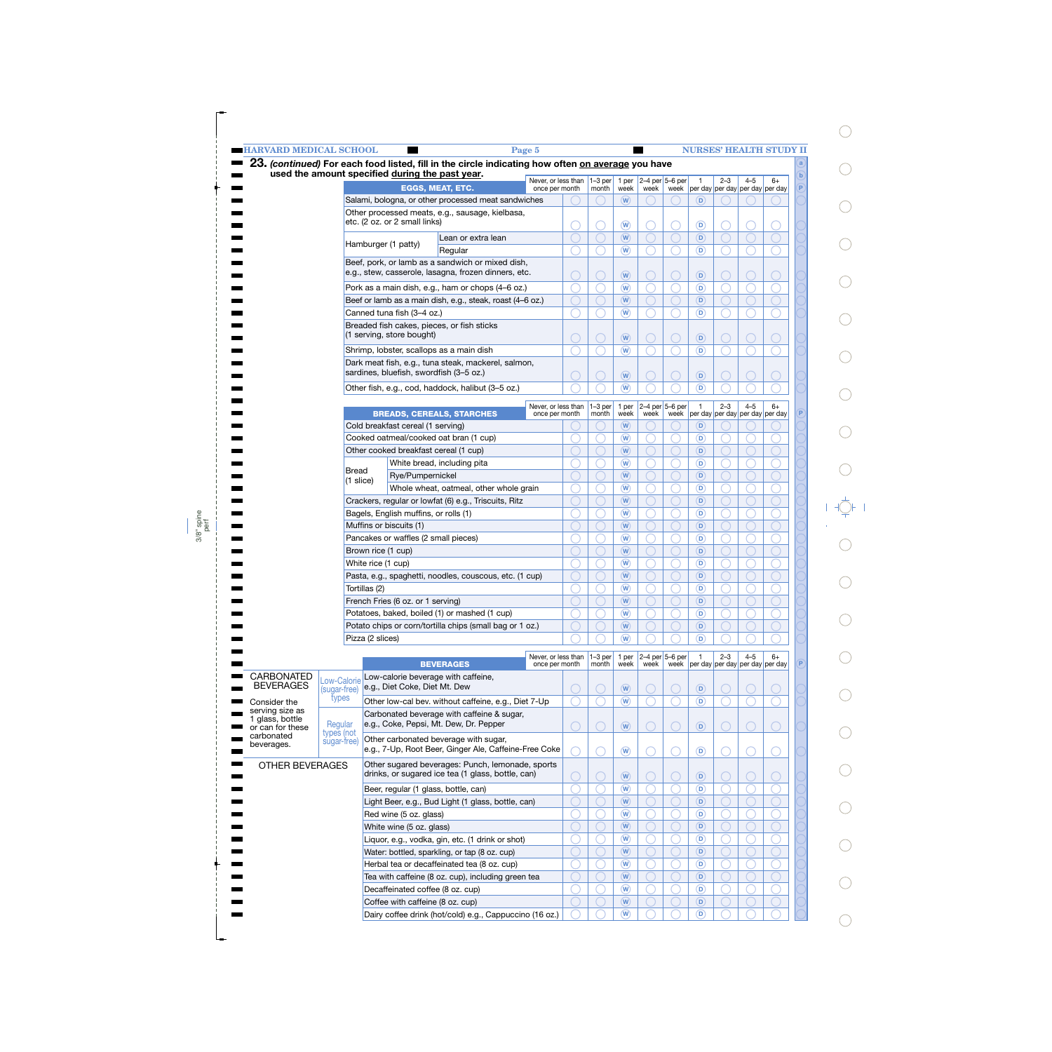## 23. *(continued)* For each food listed, fill in the circle indicating how often on average you have used the amount specified during the past year.

| EGGS, MEAT, ETC. | Never, or less than once per month | 1–3 per month | 1 per week | 2–4 per week | 5–6 per week | 1 per day | 2–3 per day | 4–5 per day | 6+ per day |
|---|---|---|---|---|---|---|---|---|---|
| Salami, bologna, or other processed meat sandwiches | ◯ | ◯ | W | ◯ | ◯ | D | ◯ | ◯ | ◯ |
| Other processed meats, e.g., sausage, kielbasa, etc. (2 oz. or 2 small links) | ◯ | ◯ | W | ◯ | ◯ | D | ◯ | ◯ | ◯ |
| Hamburger (1 patty) — Lean or extra lean | ◯ | ◯ | W | ◯ | ◯ | D | ◯ | ◯ | ◯ |
| Hamburger (1 patty) — Regular | ◯ | ◯ | W | ◯ | ◯ | D | ◯ | ◯ | ◯ |
| Beef, pork, or lamb as a sandwich or mixed dish, e.g., stew, casserole, lasagna, frozen dinners, etc. | ◯ | ◯ | W | ◯ | ◯ | D | ◯ | ◯ | ◯ |
| Pork as a main dish, e.g., ham or chops (4–6 oz.) | ◯ | ◯ | W | ◯ | ◯ | D | ◯ | ◯ | ◯ |
| Beef or lamb as a main dish, e.g., steak, roast (4–6 oz.) | ◯ | ◯ | W | ◯ | ◯ | D | ◯ | ◯ | ◯ |
| Canned tuna fish (3–4 oz.) | ◯ | ◯ | W | ◯ | ◯ | D | ◯ | ◯ | ◯ |
| Breaded fish cakes, pieces, or fish sticks (1 serving, store bought) | ◯ | ◯ | W | ◯ | ◯ | D | ◯ | ◯ | ◯ |
| Shrimp, lobster, scallops as a main dish | ◯ | ◯ | W | ◯ | ◯ | D | ◯ | ◯ | ◯ |
| Dark meat fish, e.g., tuna steak, mackerel, salmon, sardines, bluefish, swordfish (3–5 oz.) | ◯ | ◯ | W | ◯ | ◯ | D | ◯ | ◯ | ◯ |
| Other fish, e.g., cod, haddock, halibut (3–5 oz.) | ◯ | ◯ | W | ◯ | ◯ | D | ◯ | ◯ | ◯ |

| BREADS, CEREALS, STARCHES | Never, or less than once per month | 1–3 per month | 1 per week | 2–4 per week | 5–6 per week | 1 per day | 2–3 per day | 4–5 per day | 6+ per day |
|---|---|---|---|---|---|---|---|---|---|
| Cold breakfast cereal (1 serving) | ◯ | ◯ | W | ◯ | ◯ | D | ◯ | ◯ | ◯ |
| Cooked oatmeal/cooked oat bran (1 cup) | ◯ | ◯ | W | ◯ | ◯ | D | ◯ | ◯ | ◯ |
| Other cooked breakfast cereal (1 cup) | ◯ | ◯ | W | ◯ | ◯ | D | ◯ | ◯ | ◯ |
| Bread (1 slice) — White bread, including pita | ◯ | ◯ | W | ◯ | ◯ | D | ◯ | ◯ | ◯ |
| Bread (1 slice) — Rye/Pumpernickel | ◯ | ◯ | W | ◯ | ◯ | D | ◯ | ◯ | ◯ |
| Bread (1 slice) — Whole wheat, oatmeal, other whole grain | ◯ | ◯ | W | ◯ | ◯ | D | ◯ | ◯ | ◯ |
| Crackers, regular or lowfat (6) e.g., Triscuits, Ritz | ◯ | ◯ | W | ◯ | ◯ | D | ◯ | ◯ | ◯ |
| Bagels, English muffins, or rolls (1) | ◯ | ◯ | W | ◯ | ◯ | D | ◯ | ◯ | ◯ |
| Muffins or biscuits (1) | ◯ | ◯ | W | ◯ | ◯ | D | ◯ | ◯ | ◯ |
| Pancakes or waffles (2 small pieces) | ◯ | ◯ | W | ◯ | ◯ | D | ◯ | ◯ | ◯ |
| Brown rice (1 cup) | ◯ | ◯ | W | ◯ | ◯ | D | ◯ | ◯ | ◯ |
| White rice (1 cup) | ◯ | ◯ | W | ◯ | ◯ | D | ◯ | ◯ | ◯ |
| Pasta, e.g., spaghetti, noodles, couscous, etc. (1 cup) | ◯ | ◯ | W | ◯ | ◯ | D | ◯ | ◯ | ◯ |
| Tortillas (2) | ◯ | ◯ | W | ◯ | ◯ | D | ◯ | ◯ | ◯ |
| French Fries (6 oz. or 1 serving) | ◯ | ◯ | W | ◯ | ◯ | D | ◯ | ◯ | ◯ |
| Potatoes, baked, boiled (1) or mashed (1 cup) | ◯ | ◯ | W | ◯ | ◯ | D | ◯ | ◯ | ◯ |
| Potato chips or corn/tortilla chips (small bag or 1 oz.) | ◯ | ◯ | W | ◯ | ◯ | D | ◯ | ◯ | ◯ |
| Pizza (2 slices) | ◯ | ◯ | W | ◯ | ◯ | D | ◯ | ◯ | ◯ |

**CARBONATED BEVERAGES** — Consider the serving size as 1 glass, bottle or can for these carbonated beverages.

| BEVERAGES | Never, or less than once per month | 1–3 per month | 1 per week | 2–4 per week | 5–6 per week | 1 per day | 2–3 per day | 4–5 per day | 6+ per day |
|---|---|---|---|---|---|---|---|---|---|
| Low-Calorie (sugar-free) types — Low-calorie beverage with caffeine, e.g., Diet Coke, Diet Mt. Dew | ◯ | ◯ | W | ◯ | ◯ | D | ◯ | ◯ | ◯ |
| Low-Calorie (sugar-free) types — Other low-cal bev. without caffeine, e.g., Diet 7-Up | ◯ | ◯ | W | ◯ | ◯ | D | ◯ | ◯ | ◯ |
| Regular types (not sugar-free) — Carbonated beverage with caffeine & sugar, e.g., Coke, Pepsi, Mt. Dew, Dr. Pepper | ◯ | ◯ | W | ◯ | ◯ | D | ◯ | ◯ | ◯ |
| Regular types (not sugar-free) — Other carbonated beverage with sugar, e.g., 7-Up, Root Beer, Ginger Ale, Caffeine-Free Coke | ◯ | ◯ | W | ◯ | ◯ | D | ◯ | ◯ | ◯ |
| **OTHER BEVERAGES** — Other sugared beverages: Punch, lemonade, sports drinks, or sugared ice tea (1 glass, bottle, can) | ◯ | ◯ | W | ◯ | ◯ | D | ◯ | ◯ | ◯ |
| Beer, regular (1 glass, bottle, can) | ◯ | ◯ | W | ◯ | ◯ | D | ◯ | ◯ | ◯ |
| Light Beer, e.g., Bud Light (1 glass, bottle, can) | ◯ | ◯ | W | ◯ | ◯ | D | ◯ | ◯ | ◯ |
| Red wine (5 oz. glass) | ◯ | ◯ | W | ◯ | ◯ | D | ◯ | ◯ | ◯ |
| White wine (5 oz. glass) | ◯ | ◯ | W | ◯ | ◯ | D | ◯ | ◯ | ◯ |
| Liquor, e.g., vodka, gin, etc. (1 drink or shot) | ◯ | ◯ | W | ◯ | ◯ | D | ◯ | ◯ | ◯ |
| Water: bottled, sparkling, or tap (8 oz. cup) | ◯ | ◯ | W | ◯ | ◯ | D | ◯ | ◯ | ◯ |
| Herbal tea or decaffeinated tea (8 oz. cup) | ◯ | ◯ | W | ◯ | ◯ | D | ◯ | ◯ | ◯ |
| Tea with caffeine (8 oz. cup), including green tea | ◯ | ◯ | W | ◯ | ◯ | D | ◯ | ◯ | ◯ |
| Decaffeinated coffee (8 oz. cup) | ◯ | ◯ | W | ◯ | ◯ | D | ◯ | ◯ | ◯ |
| Coffee with caffeine (8 oz. cup) | ◯ | ◯ | W | ◯ | ◯ | D | ◯ | ◯ | ◯ |
| Dairy coffee drink (hot/cold) e.g., Cappuccino (16 oz.) | ◯ | ◯ | W | ◯ | ◯ | D | ◯ | ◯ | ◯ |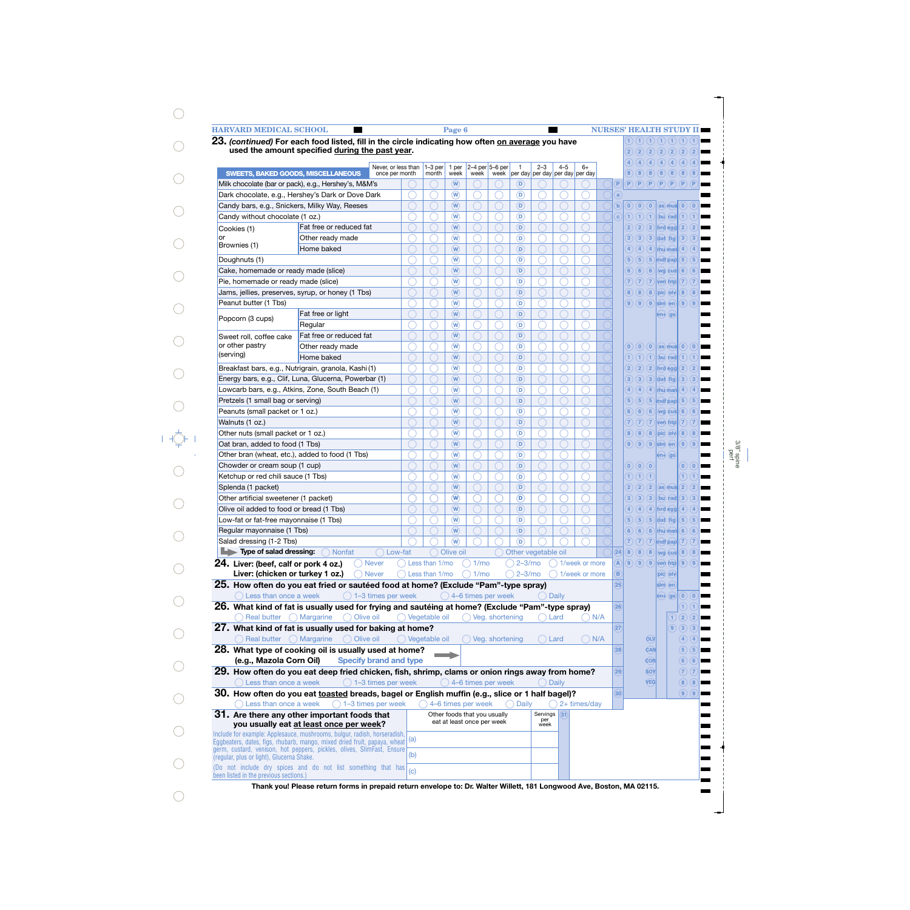**23.** *(continued)* **For each food listed, fill in the circle indicating how often on average you have used the amount specified during the past year.**

| SWEETS, BAKED GOODS, MISCELLANEOUS | | Never, or less than once per month | 1–3 per month | 1 per week | 2–4 per week | 5–6 per week | 1 per day | 2–3 per day | 4–5 per day | 6+ per day |
|---|---|---|---|---|---|---|---|---|---|---|
| Milk chocolate (bar or pack), e.g., Hershey's, M&M's | | ○ | ○ | W | ○ | ○ | D | ○ | ○ | ○ |
| Dark chocolate, e.g., Hershey's Dark or Dove Dark | | ○ | ○ | W | ○ | ○ | D | ○ | ○ | ○ |
| Candy bars, e.g., Snickers, Milky Way, Reeses | | ○ | ○ | W | ○ | ○ | D | ○ | ○ | ○ |
| Candy without chocolate (1 oz.) | | ○ | ○ | W | ○ | ○ | D | ○ | ○ | ○ |
| Cookies (1) or Brownies (1) | Fat free or reduced fat | ○ | ○ | W | ○ | ○ | D | ○ | ○ | ○ |
| | Other ready made | ○ | ○ | W | ○ | ○ | D | ○ | ○ | ○ |
| | Home baked | ○ | ○ | W | ○ | ○ | D | ○ | ○ | ○ |
| Doughnuts (1) | | ○ | ○ | W | ○ | ○ | D | ○ | ○ | ○ |
| Cake, homemade or ready made (slice) | | ○ | ○ | W | ○ | ○ | D | ○ | ○ | ○ |
| Pie, homemade or ready made (slice) | | ○ | ○ | W | ○ | ○ | D | ○ | ○ | ○ |
| Jams, jellies, preserves, syrup, or honey (1 Tbs) | | ○ | ○ | W | ○ | ○ | D | ○ | ○ | ○ |
| Peanut butter (1 Tbs) | | ○ | ○ | W | ○ | ○ | D | ○ | ○ | ○ |
| Popcorn (3 cups) | Fat free or light | ○ | ○ | W | ○ | ○ | D | ○ | ○ | ○ |
| | Regular | ○ | ○ | W | ○ | ○ | D | ○ | ○ | ○ |
| Sweet roll, coffee cake or other pastry (serving) | Fat free or reduced fat | ○ | ○ | W | ○ | ○ | D | ○ | ○ | ○ |
| | Other ready made | ○ | ○ | W | ○ | ○ | D | ○ | ○ | ○ |
| | Home baked | ○ | ○ | W | ○ | ○ | D | ○ | ○ | ○ |
| Breakfast bars, e.g., Nutrigrain, granola, Kashi (1) | | ○ | ○ | W | ○ | ○ | D | ○ | ○ | ○ |
| Energy bars, e.g., Clif, Luna, Glucerna, Powerbar (1) | | ○ | ○ | W | ○ | ○ | D | ○ | ○ | ○ |
| Lowcarb bars, e.g., Atkins, Zone, South Beach (1) | | ○ | ○ | W | ○ | ○ | D | ○ | ○ | ○ |
| Pretzels (1 small bag or serving) | | ○ | ○ | W | ○ | ○ | D | ○ | ○ | ○ |
| Peanuts (small packet or 1 oz.) | | ○ | ○ | W | ○ | ○ | D | ○ | ○ | ○ |
| Walnuts (1 oz.) | | ○ | ○ | W | ○ | ○ | D | ○ | ○ | ○ |
| Other nuts (small packet or 1 oz.) | | ○ | ○ | W | ○ | ○ | D | ○ | ○ | ○ |
| Oat bran, added to food (1 Tbs) | | ○ | ○ | W | ○ | ○ | D | ○ | ○ | ○ |
| Other bran (wheat, etc.), added to food (1 Tbs) | | ○ | ○ | W | ○ | ○ | D | ○ | ○ | ○ |
| Chowder or cream soup (1 cup) | | ○ | ○ | W | ○ | ○ | D | ○ | ○ | ○ |
| Ketchup or red chili sauce (1 Tbs) | | ○ | ○ | W | ○ | ○ | D | ○ | ○ | ○ |
| Splenda (1 packet) | | ○ | ○ | W | ○ | ○ | D | ○ | ○ | ○ |
| Other artificial sweetener (1 packet) | | ○ | ○ | W | ○ | ○ | D | ○ | ○ | ○ |
| Olive oil added to food or bread (1 Tbs) | | ○ | ○ | W | ○ | ○ | D | ○ | ○ | ○ |
| Low-fat or fat-free mayonnaise (1 Tbs) | | ○ | ○ | W | ○ | ○ | D | ○ | ○ | ○ |
| Regular mayonnaise (1 Tbs) | | ○ | ○ | W | ○ | ○ | D | ○ | ○ | ○ |
| Salad dressing (1-2 Tbs) | | ○ | ○ | W | ○ | ○ | D | ○ | ○ | ○ |

**Type of salad dressing:** ○ Nonfat ○ Low-fat ○ Olive oil ○ Other vegetable oil

**24. Liver: (beef, calf or pork 4 oz.)** ○ Never ○ Less than 1/mo ○ 1/mo ○ 2–3/mo ○ 1/week or more

**Liver: (chicken or turkey 1 oz.)** ○ Never ○ Less than 1/mo ○ 1/mo ○ 2–3/mo ○ 1/week or more

**25. How often do you eat fried or sautéed food at home? (Exclude "Pam"-type spray)**

○ Less than once a week ○ 1–3 times per week ○ 4–6 times per week ○ Daily

**26. What kind of fat is usually used for frying and sautéing at home? (Exclude "Pam"-type spray)**

○ Real butter ○ Margarine ○ Olive oil ○ Vegetable oil ○ Veg. shortening ○ Lard ○ N/A

**27. What kind of fat is usually used for baking at home?**

○ Real butter ○ Margarine ○ Olive oil ○ Vegetable oil ○ Veg. shortening ○ Lard ○ N/A

**28. What type of cooking oil is usually used at home? (e.g., Mazola Corn Oil)** Specify brand and type ➡

**29. How often do you eat deep fried chicken, fish, shrimp, clams or onion rings away from home?**

○ Less than once a week ○ 1–3 times per week ○ 4–6 times per week ○ Daily

**30. How often do you eat toasted breads, bagel or English muffin (e.g., slice or 1 half bagel)?**

○ Less than once a week ○ 1–3 times per week ○ 4–6 times per week ○ Daily ○ 2+ times/day

**31. Are there any other important foods that you usually eat at least once per week?**

Include for example: Applesauce, mushrooms, bulgur, radish, horseradish, Eggbeaters, dates, figs, rhubarb, mango, mixed dried fruit, papaya, wheat germ, custard, venison, hot peppers, pickles, olives, SlimFast, Ensure (regular, plus or light), Glucerna Shake.

(Do not include dry spices and do not list something that has been listed in the previous sections.)

| Other foods that you usually eat at least once per week | Servings per week |
|---|---|
| (a) | |
| (b) | |
| (c) | |

**Thank you! Please return forms in prepaid return envelope to: Dr. Walter Willett, 181 Longwood Ave, Boston, MA 02115.**